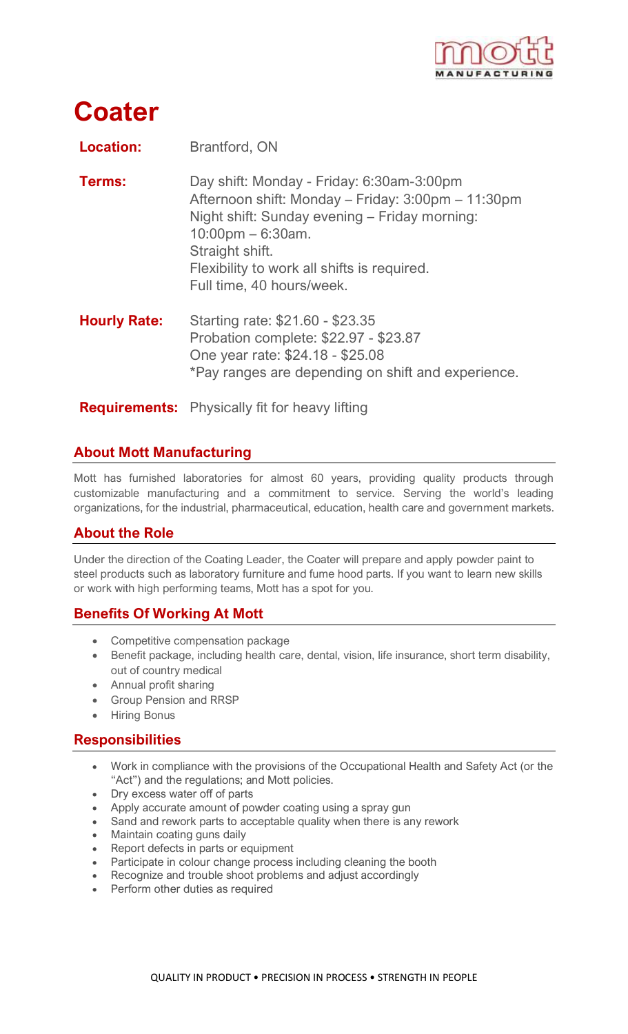# Coater

**Location:** Brantford, ON

**Terms:**
Day shift: Monday - Friday: 6:30am-3:00pm
Afternoon shift: Monday – Friday: 3:00pm – 11:30pm
Night shift: Sunday evening – Friday morning: 10:00pm – 6:30am.
Straight shift.
Flexibility to work all shifts is required.
Full time, 40 hours/week.

**Hourly Rate:**
Starting rate: $21.60 - $23.35
Probation complete: $22.97 - $23.87
One year rate: $24.18 - $25.08
*Pay ranges are depending on shift and experience.

**Requirements:** Physically fit for heavy lifting

## About Mott Manufacturing

Mott has furnished laboratories for almost 60 years, providing quality products through customizable manufacturing and a commitment to service. Serving the world's leading organizations, for the industrial, pharmaceutical, education, health care and government markets.

## About the Role

Under the direction of the Coating Leader, the Coater will prepare and apply powder paint to steel products such as laboratory furniture and fume hood parts. If you want to learn new skills or work with high performing teams, Mott has a spot for you.

## Benefits Of Working At Mott

- Competitive compensation package
- Benefit package, including health care, dental, vision, life insurance, short term disability, out of country medical
- Annual profit sharing
- Group Pension and RRSP
- Hiring Bonus

## Responsibilities

- Work in compliance with the provisions of the Occupational Health and Safety Act (or the "Act") and the regulations; and Mott policies.
- Dry excess water off of parts
- Apply accurate amount of powder coating using a spray gun
- Sand and rework parts to acceptable quality when there is any rework
- Maintain coating guns daily
- Report defects in parts or equipment
- Participate in colour change process including cleaning the booth
- Recognize and trouble shoot problems and adjust accordingly
- Perform other duties as required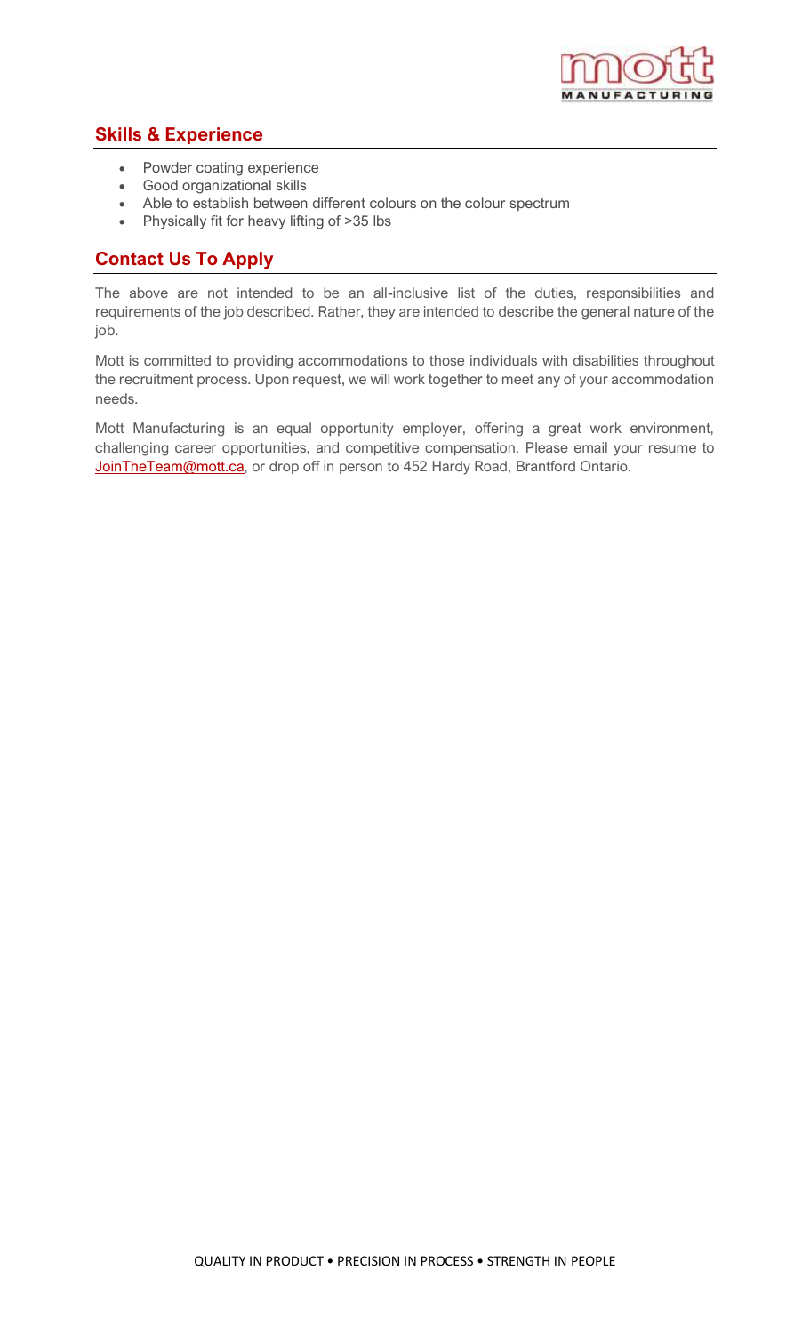## Skills & Experience

- Powder coating experience
- Good organizational skills
- Able to establish between different colours on the colour spectrum
- Physically fit for heavy lifting of >35 lbs

## Contact Us To Apply

The above are not intended to be an all-inclusive list of the duties, responsibilities and requirements of the job described. Rather, they are intended to describe the general nature of the job.

Mott is committed to providing accommodations to those individuals with disabilities throughout the recruitment process. Upon request, we will work together to meet any of your accommodation needs.

Mott Manufacturing is an equal opportunity employer, offering a great work environment, challenging career opportunities, and competitive compensation. Please email your resume to JoinTheTeam@mott.ca, or drop off in person to 452 Hardy Road, Brantford Ontario.